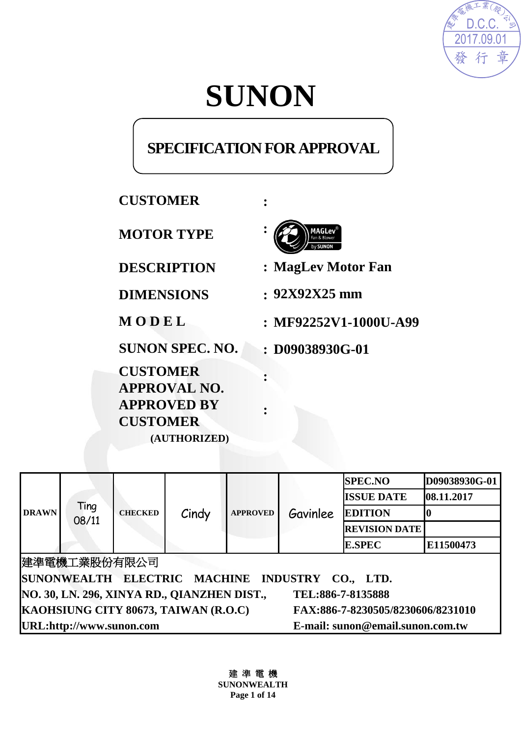# SUNON

## SPECIFICATION FOR APPROVAL

**CUSTOMER** :

**MOTOR TYPE** : MAGLev Fan & Blower by SUNON

**DESCRIPTION** : **MagLev Motor Fan**

**DIMENSIONS** : **92X92X25 mm**

**M O D E L** : **MF92252V1-1000U-A99**

**SUNON SPEC. NO.** : **D09038930G-01**

**CUSTOMER APPROVAL NO.** :

**APPROVED BY CUSTOMER (AUTHORIZED)** :

| DRAWN | Ting 08/11 | CHECKED | Cindy | APPROVED | Gavinlee | SPEC.NO | D09038930G-01 |
|---|---|---|---|---|---|---|---|
| | | | | | | ISSUE DATE | 08.11.2017 |
| | | | | | | EDITION | 0 |
| | | | | | | REVISION DATE | |
| | | | | | | E.SPEC | E11500473 |

建準電機工業股份有限公司
**SUNONWEALTH ELECTRIC MACHINE INDUSTRY CO., LTD.**
**NO. 30, LN. 296, XINYA RD., QIANZHEN DIST., KAOHSIUNG CITY 80673, TAIWAN (R.O.C)**
**URL:http://www.sunon.com**
**TEL:886-7-8135888**
**FAX:886-7-8230505/8230606/8231010**
**E-mail: sunon@email.sunon.com.tw**

建準電機工業(股)公司 D.C.C. 2017.09.01 發行章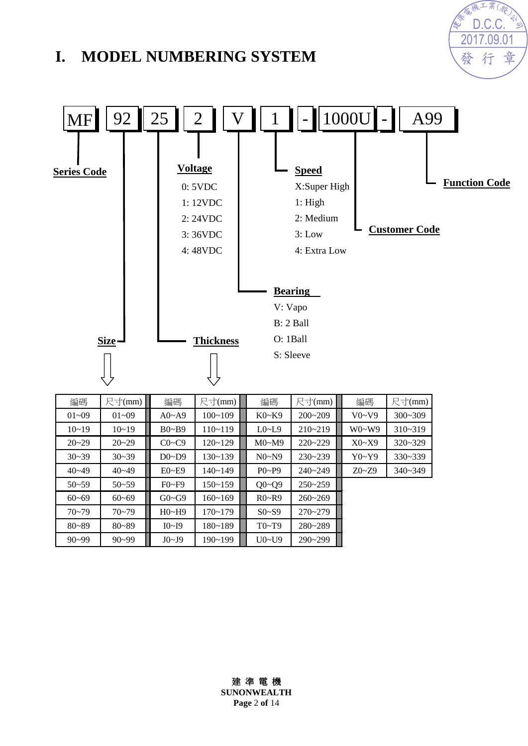# I. MODEL NUMBERING SYSTEM

MF | 92 | 25 | 2 | V | 1 | - | 1000U | - | A99

**Series Code**: MF

**Size**: 92

**Thickness**: 25

**Voltage**
- 0: 5VDC
- 1: 12VDC
- 2: 24VDC
- 3: 36VDC
- 4: 48VDC

**Bearing**
- V: Vapo
- B: 2 Ball
- O: 1Ball
- S: Sleeve

**Speed**
- X:Super High
- 1: High
- 2: Medium
- 3: Low
- 4: Extra Low

**Customer Code**: 1000U

**Function Code**: A99

| 編碼 | 尺寸(mm) | 編碼 | 尺寸(mm) | 編碼 | 尺寸(mm) | 編碼 | 尺寸(mm) |
|---|---|---|---|---|---|---|---|
| 01~09 | 01~09 | A0~A9 | 100~109 | K0~K9 | 200~209 | V0~V9 | 300~309 |
| 10~19 | 10~19 | B0~B9 | 110~119 | L0~L9 | 210~219 | W0~W9 | 310~319 |
| 20~29 | 20~29 | C0~C9 | 120~129 | M0~M9 | 220~229 | X0~X9 | 320~329 |
| 30~39 | 30~39 | D0~D9 | 130~139 | N0~N9 | 230~239 | Y0~Y9 | 330~339 |
| 40~49 | 40~49 | E0~E9 | 140~149 | P0~P9 | 240~249 | Z0~Z9 | 340~349 |
| 50~59 | 50~59 | F0~F9 | 150~159 | Q0~Q9 | 250~259 | | |
| 60~69 | 60~69 | G0~G9 | 160~169 | R0~R9 | 260~269 | | |
| 70~79 | 70~79 | H0~H9 | 170~179 | S0~S9 | 270~279 | | |
| 80~89 | 80~89 | I0~I9 | 180~189 | T0~T9 | 280~289 | | |
| 90~99 | 90~99 | J0~J9 | 190~199 | U0~U9 | 290~299 | | |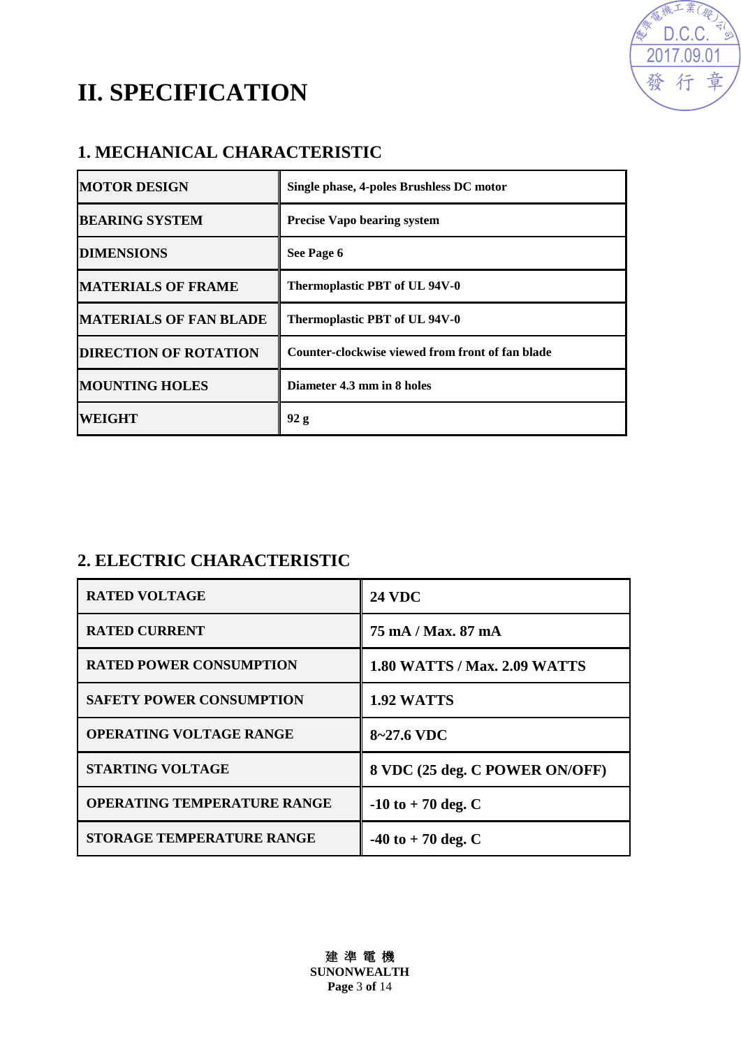# II. SPECIFICATION

## 1. MECHANICAL CHARACTERISTIC

| | |
|---|---|
| MOTOR DESIGN | Single phase, 4-poles Brushless DC motor |
| BEARING SYSTEM | Precise Vapo bearing system |
| DIMENSIONS | See Page 6 |
| MATERIALS OF FRAME | Thermoplastic PBT of UL 94V-0 |
| MATERIALS OF FAN BLADE | Thermoplastic PBT of UL 94V-0 |
| DIRECTION OF ROTATION | Counter-clockwise viewed from front of fan blade |
| MOUNTING HOLES | Diameter 4.3 mm in 8 holes |
| WEIGHT | 92 g |

## 2. ELECTRIC CHARACTERISTIC

| | |
|---|---|
| RATED VOLTAGE | 24 VDC |
| RATED CURRENT | 75 mA / Max. 87 mA |
| RATED POWER CONSUMPTION | 1.80 WATTS / Max. 2.09 WATTS |
| SAFETY POWER CONSUMPTION | 1.92 WATTS |
| OPERATING VOLTAGE RANGE | 8~27.6 VDC |
| STARTING VOLTAGE | 8 VDC (25 deg. C POWER ON/OFF) |
| OPERATING TEMPERATURE RANGE | -10 to + 70 deg. C |
| STORAGE TEMPERATURE RANGE | -40 to + 70 deg. C |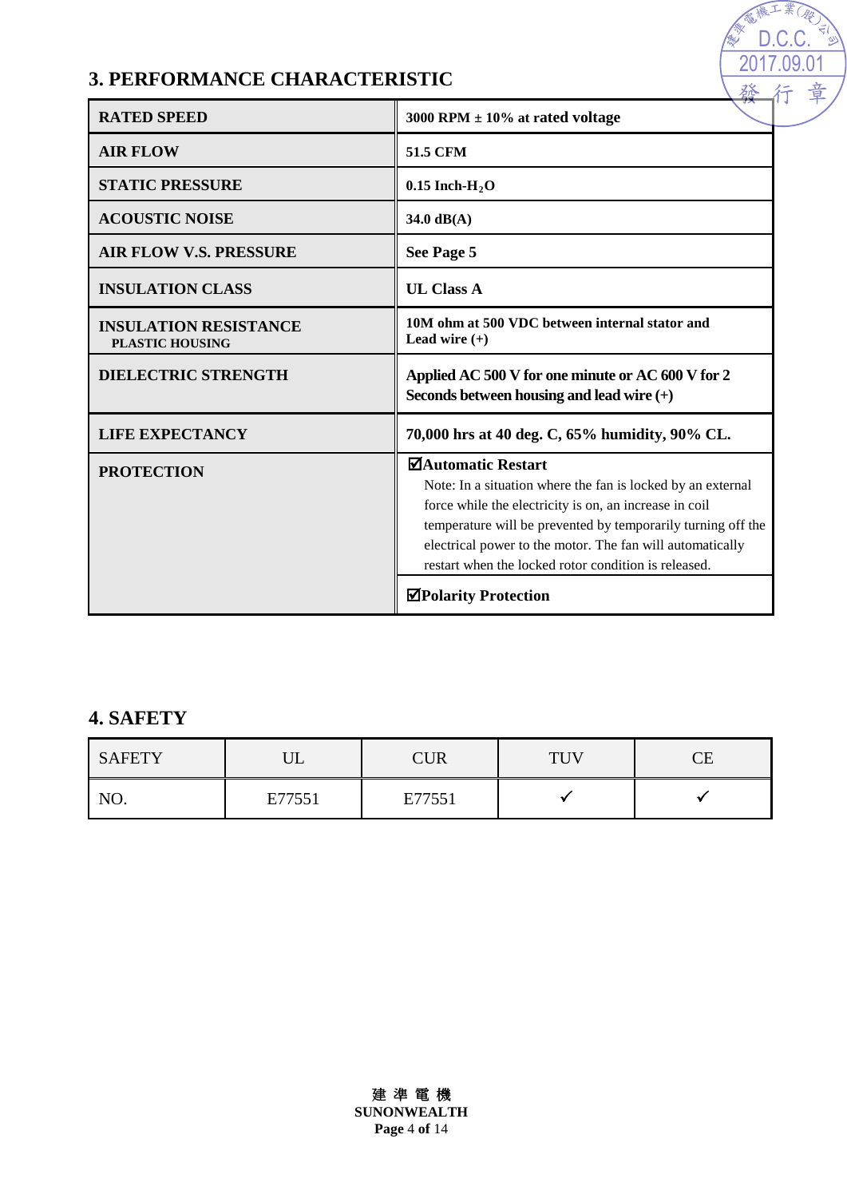## 3. PERFORMANCE CHARACTERISTIC

| | |
|---|---|
| **RATED SPEED** | **3000 RPM ± 10% at rated voltage** |
| **AIR FLOW** | **51.5 CFM** |
| **STATIC PRESSURE** | **0.15 Inch-$H_2O$** |
| **ACOUSTIC NOISE** | **34.0 dB(A)** |
| **AIR FLOW V.S. PRESSURE** | **See Page 5** |
| **INSULATION CLASS** | **UL Class A** |
| **INSULATION RESISTANCE** **PLASTIC HOUSING** | **10M ohm at 500 VDC between internal stator and Lead wire (+)** |
| **DIELECTRIC STRENGTH** | **Applied AC 500 V for one minute or AC 600 V for 2 Seconds between housing and lead wire (+)** |
| **LIFE EXPECTANCY** | **70,000 hrs at 40 deg. C, 65% humidity, 90% CL.** |
| **PROTECTION** | **☑Automatic Restart** Note: In a situation where the fan is locked by an external force while the electricity is on, an increase in coil temperature will be prevented by temporarily turning off the electrical power to the motor. The fan will automatically restart when the locked rotor condition is released. |
| | **☑Polarity Protection** |

## 4. SAFETY

| SAFETY | UL | CUR | TUV | CE |
|---|---|---|---|---|
| NO. | E77551 | E77551 | ✓ | ✓ |

建 準 電 機
**SUNONWEALTH**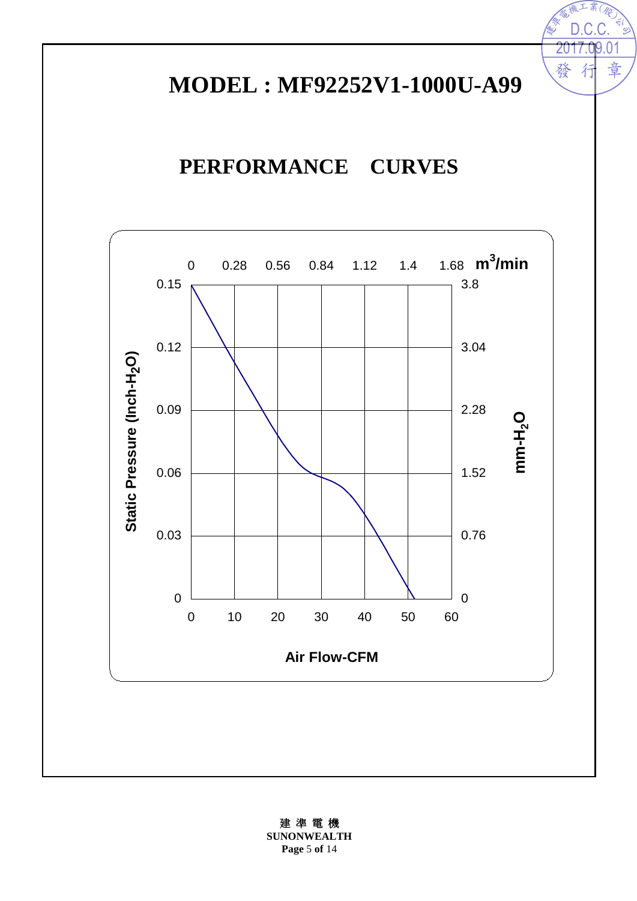# MODEL : MF92252V1-1000U-A99

## PERFORMANCE　CURVES

Static Pressure (Inch-$H_2O$)

$m^3/min$: 0, 0.28, 0.56, 0.84, 1.12, 1.4, 1.68

Inch-$H_2O$: 0.15, 0.12, 0.09, 0.06, 0.03, 0

mm-$H_2O$: 3.8, 3.04, 2.28, 1.52, 0.76, 0

Air Flow-CFM: 0, 10, 20, 30, 40, 50, 60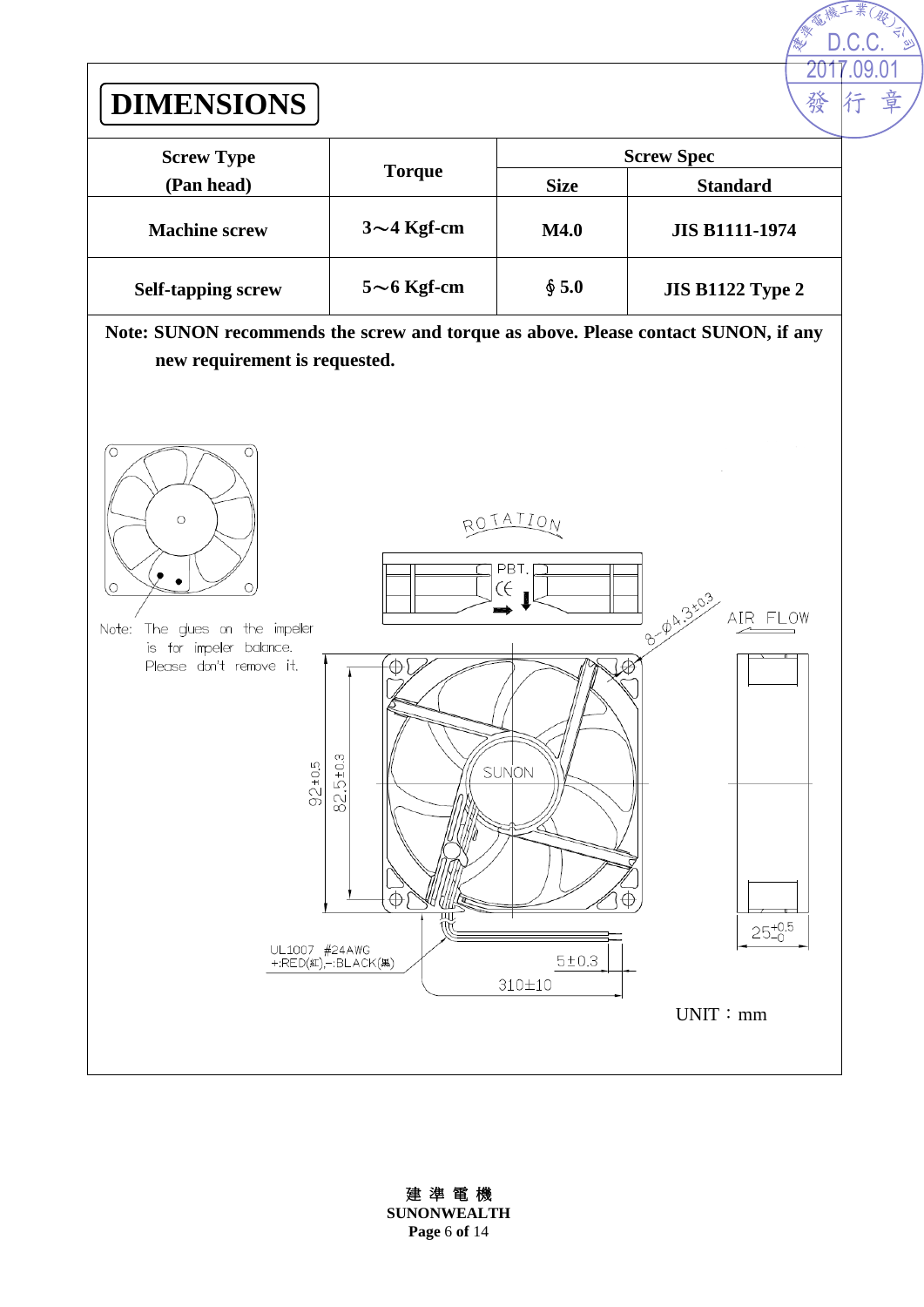# DIMENSIONS

| Screw Type (Pan head) | Torque | Screw Spec | |
|---|---|---|---|
| | | Size | Standard |
| Machine screw | 3～4 Kgf-cm | M4.0 | JIS B1111-1974 |
| Self-tapping screw | 5～6 Kgf-cm | ∮5.0 | JIS B1122 Type 2 |

**Note: SUNON recommends the screw and torque as above. Please contact SUNON, if any new requirement is requested.**

Note: The glues on the impeller is for impeler balance. Please don't remove it.

ROTATION

PBT. CE

8-Ø4.3±0.3

AIR FLOW

SUNON

92±0.5

82.5±0.3

$25^{+0.5}_{-0}$

UL1007 #24AWG
+:RED(紅),-:BLACK(黑)

5±0.3

310±10

UNIT：mm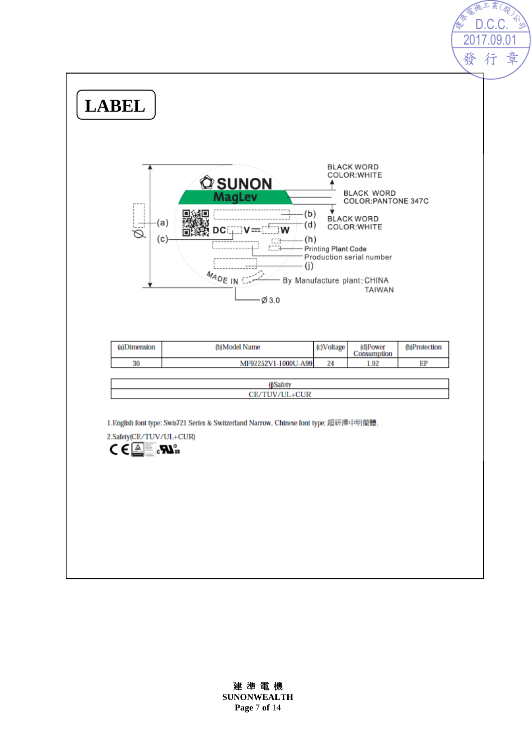# LABEL

BLACK WORD
COLOR:WHITE

BLACK WORD
COLOR:PANTONE 347C

BLACK WORD
COLOR:WHITE

SUNON
MagLev

(a) (b) (c) (d) (h)

DC V W

Printing Plant Code
Production serial number
(j)

MADE IN

By Manufacture plant: CHINA
TAIWAN

Ø
Ø 3.0

| (a)Dimension | (b)Model Name | (c)Voltage | (d)Power Consumption | (h)Protection |
|---|---|---|---|---|
| 30 | MF92252V1-1000U-A99 | 24 | 1.92 | EP |

| (j)Safety |
|---|
| CE/TUV/UL+CUR |

1.English font type: Swis721 Series & Switzerland Narrow, Chinese font type: 超研澤中明簡體.

2.Safety(CE/TUV/UL+CUR)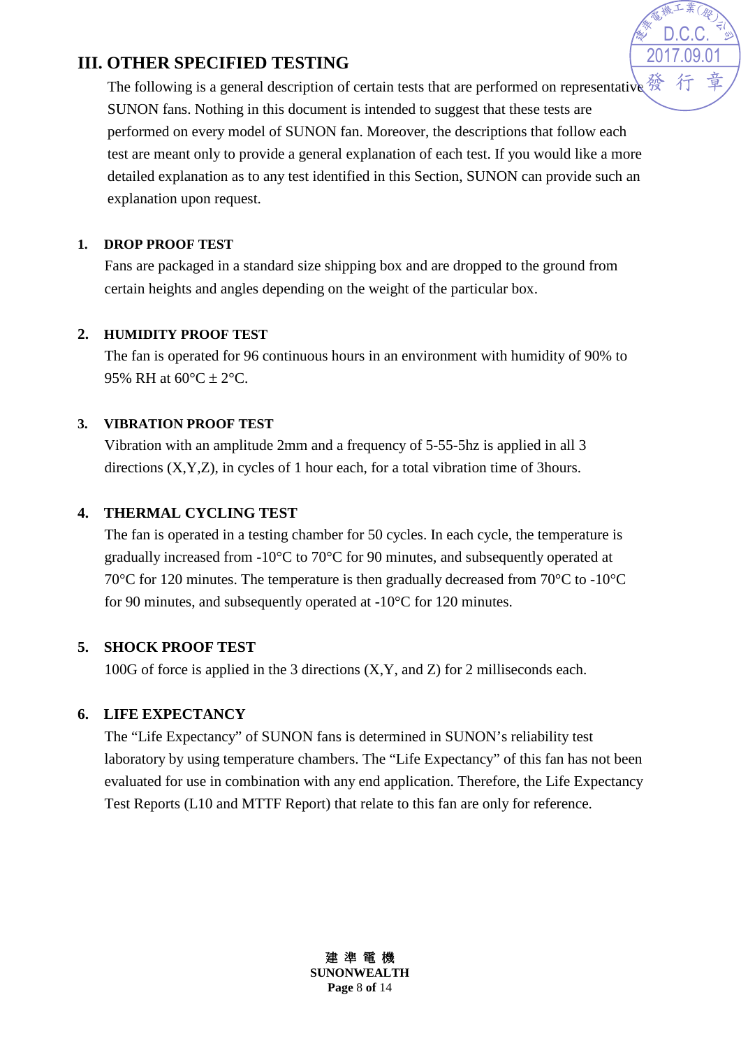## III. OTHER SPECIFIED TESTING

The following is a general description of certain tests that are performed on representative SUNON fans. Nothing in this document is intended to suggest that these tests are performed on every model of SUNON fan. Moreover, the descriptions that follow each test are meant only to provide a general explanation of each test. If you would like a more detailed explanation as to any test identified in this Section, SUNON can provide such an explanation upon request.

### 1. DROP PROOF TEST

Fans are packaged in a standard size shipping box and are dropped to the ground from certain heights and angles depending on the weight of the particular box.

### 2. HUMIDITY PROOF TEST

The fan is operated for 96 continuous hours in an environment with humidity of 90% to 95% RH at 60°C ± 2°C.

### 3. VIBRATION PROOF TEST

Vibration with an amplitude 2mm and a frequency of 5-55-5hz is applied in all 3 directions (X,Y,Z), in cycles of 1 hour each, for a total vibration time of 3hours.

### 4. THERMAL CYCLING TEST

The fan is operated in a testing chamber for 50 cycles. In each cycle, the temperature is gradually increased from -10°C to 70°C for 90 minutes, and subsequently operated at 70°C for 120 minutes. The temperature is then gradually decreased from 70°C to -10°C for 90 minutes, and subsequently operated at -10°C for 120 minutes.

### 5. SHOCK PROOF TEST

100G of force is applied in the 3 directions (X,Y, and Z) for 2 milliseconds each.

### 6. LIFE EXPECTANCY

The "Life Expectancy" of SUNON fans is determined in SUNON's reliability test laboratory by using temperature chambers. The "Life Expectancy" of this fan has not been evaluated for use in combination with any end application. Therefore, the Life Expectancy Test Reports (L10 and MTTF Report) that relate to this fan are only for reference.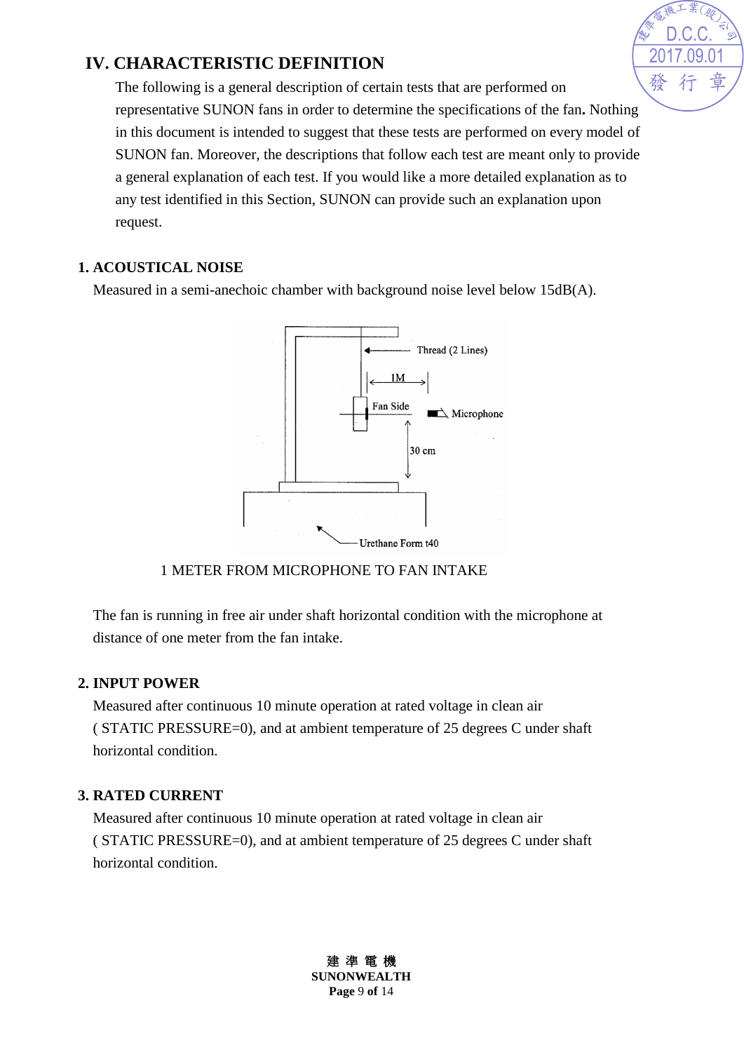## IV. CHARACTERISTIC DEFINITION

The following is a general description of certain tests that are performed on representative SUNON fans in order to determine the specifications of the fan**.** Nothing in this document is intended to suggest that these tests are performed on every model of SUNON fan. Moreover, the descriptions that follow each test are meant only to provide a general explanation of each test. If you would like a more detailed explanation as to any test identified in this Section, SUNON can provide such an explanation upon request.

### 1. ACOUSTICAL NOISE

Measured in a semi-anechoic chamber with background noise level below 15dB(A).

Thread (2 Lines)

1M

Fan Side

Microphone

30 cm

Urethane Form t40

1 METER FROM MICROPHONE TO FAN INTAKE

The fan is running in free air under shaft horizontal condition with the microphone at distance of one meter from the fan intake.

### 2. INPUT POWER

Measured after continuous 10 minute operation at rated voltage in clean air ( STATIC PRESSURE=0), and at ambient temperature of 25 degrees C under shaft horizontal condition.

### 3. RATED CURRENT

Measured after continuous 10 minute operation at rated voltage in clean air ( STATIC PRESSURE=0), and at ambient temperature of 25 degrees C under shaft horizontal condition.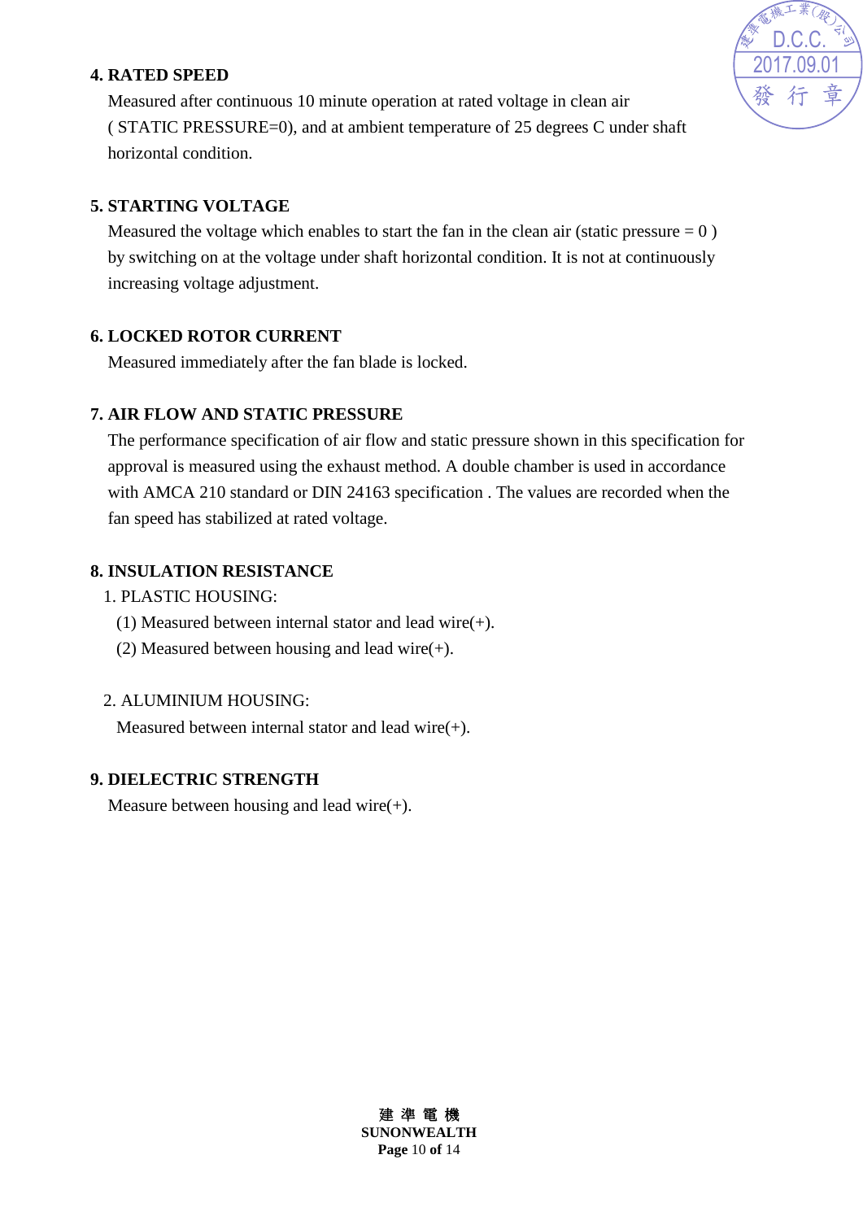**4. RATED SPEED**

Measured after continuous 10 minute operation at rated voltage in clean air ( STATIC PRESSURE=0), and at ambient temperature of 25 degrees C under shaft horizontal condition.

**5. STARTING VOLTAGE**

Measured the voltage which enables to start the fan in the clean air (static pressure = 0 ) by switching on at the voltage under shaft horizontal condition. It is not at continuously increasing voltage adjustment.

**6. LOCKED ROTOR CURRENT**

Measured immediately after the fan blade is locked.

**7. AIR FLOW AND STATIC PRESSURE**

The performance specification of air flow and static pressure shown in this specification for approval is measured using the exhaust method. A double chamber is used in accordance with AMCA 210 standard or DIN 24163 specification . The values are recorded when the fan speed has stabilized at rated voltage.

**8. INSULATION RESISTANCE**

1. PLASTIC HOUSING:
   - (1) Measured between internal stator and lead wire(+).
   - (2) Measured between housing and lead wire(+).

2. ALUMINIUM HOUSING:

   Measured between internal stator and lead wire(+).

**9. DIELECTRIC STRENGTH**

Measure between housing and lead wire(+).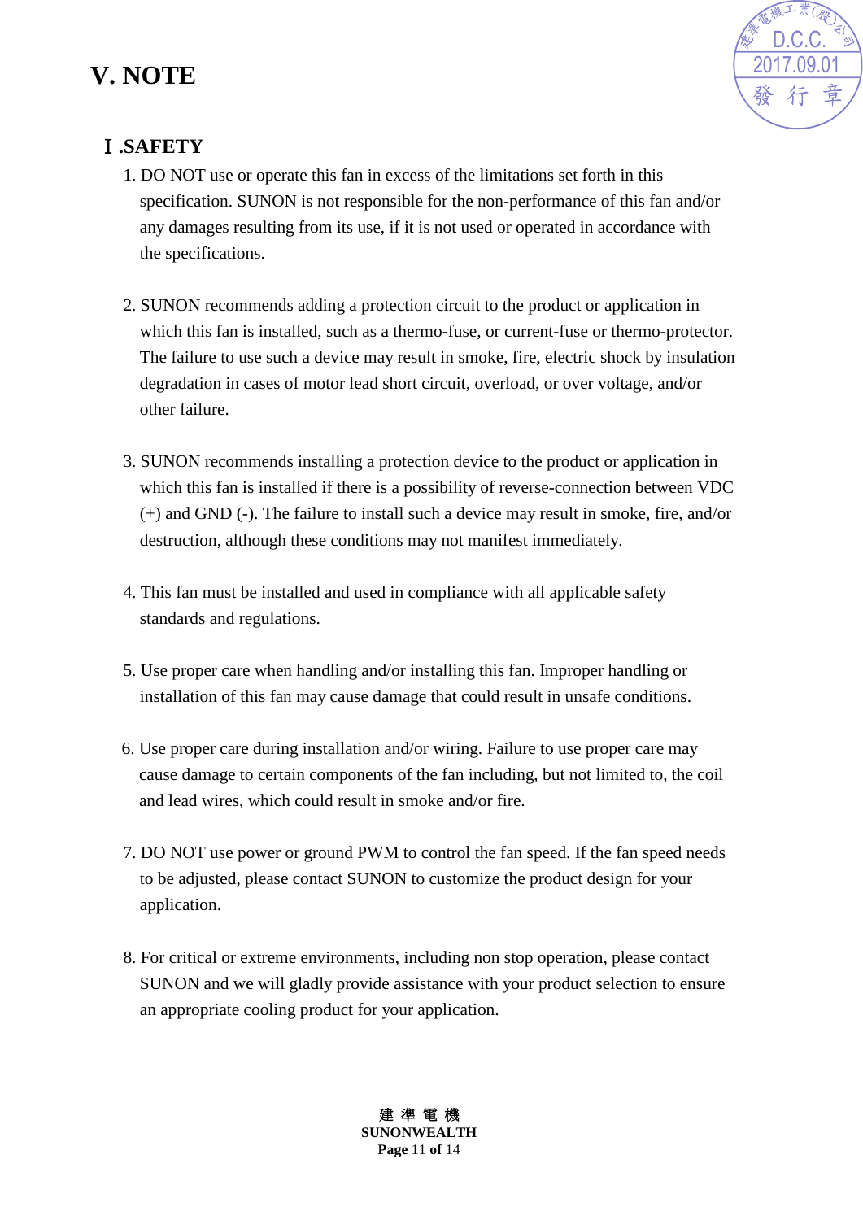# V. NOTE

## Ⅰ.SAFETY

1. DO NOT use or operate this fan in excess of the limitations set forth in this specification. SUNON is not responsible for the non-performance of this fan and/or any damages resulting from its use, if it is not used or operated in accordance with the specifications.

2. SUNON recommends adding a protection circuit to the product or application in which this fan is installed, such as a thermo-fuse, or current-fuse or thermo-protector. The failure to use such a device may result in smoke, fire, electric shock by insulation degradation in cases of motor lead short circuit, overload, or over voltage, and/or other failure.

3. SUNON recommends installing a protection device to the product or application in which this fan is installed if there is a possibility of reverse-connection between VDC (+) and GND (-). The failure to install such a device may result in smoke, fire, and/or destruction, although these conditions may not manifest immediately.

4. This fan must be installed and used in compliance with all applicable safety standards and regulations.

5. Use proper care when handling and/or installing this fan. Improper handling or installation of this fan may cause damage that could result in unsafe conditions.

6. Use proper care during installation and/or wiring. Failure to use proper care may cause damage to certain components of the fan including, but not limited to, the coil and lead wires, which could result in smoke and/or fire.

7. DO NOT use power or ground PWM to control the fan speed. If the fan speed needs to be adjusted, please contact SUNON to customize the product design for your application.

8. For critical or extreme environments, including non stop operation, please contact SUNON and we will gladly provide assistance with your product selection to ensure an appropriate cooling product for your application.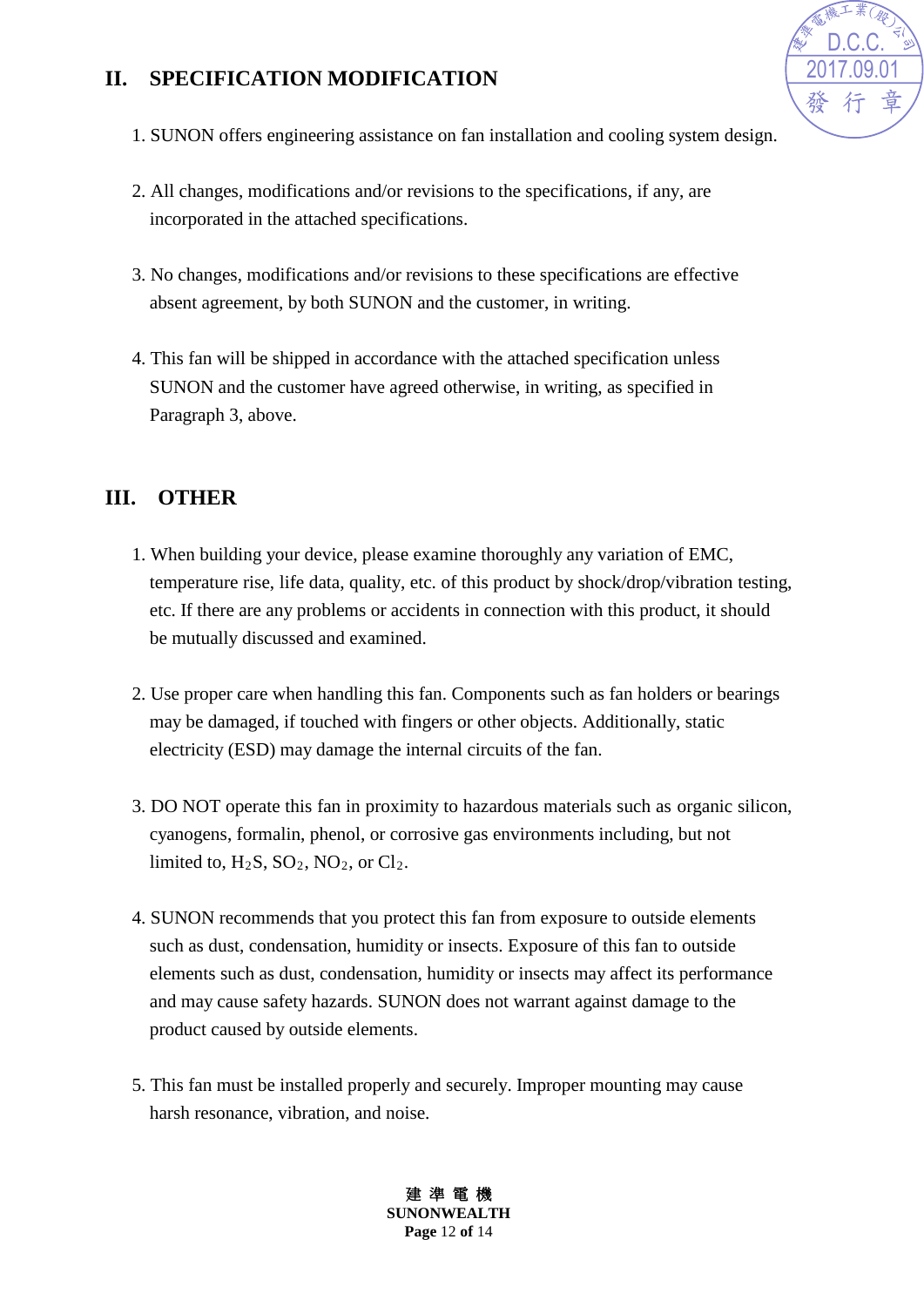## II. SPECIFICATION MODIFICATION

1. SUNON offers engineering assistance on fan installation and cooling system design.

2. All changes, modifications and/or revisions to the specifications, if any, are incorporated in the attached specifications.

3. No changes, modifications and/or revisions to these specifications are effective absent agreement, by both SUNON and the customer, in writing.

4. This fan will be shipped in accordance with the attached specification unless SUNON and the customer have agreed otherwise, in writing, as specified in Paragraph 3, above.

## III. OTHER

1. When building your device, please examine thoroughly any variation of EMC, temperature rise, life data, quality, etc. of this product by shock/drop/vibration testing, etc. If there are any problems or accidents in connection with this product, it should be mutually discussed and examined.

2. Use proper care when handling this fan. Components such as fan holders or bearings may be damaged, if touched with fingers or other objects. Additionally, static electricity (ESD) may damage the internal circuits of the fan.

3. DO NOT operate this fan in proximity to hazardous materials such as organic silicon, cyanogens, formalin, phenol, or corrosive gas environments including, but not limited to, $H_2S$, $SO_2$, $NO_2$, or $Cl_2$.

4. SUNON recommends that you protect this fan from exposure to outside elements such as dust, condensation, humidity or insects. Exposure of this fan to outside elements such as dust, condensation, humidity or insects may affect its performance and may cause safety hazards. SUNON does not warrant against damage to the product caused by outside elements.

5. This fan must be installed properly and securely. Improper mounting may cause harsh resonance, vibration, and noise.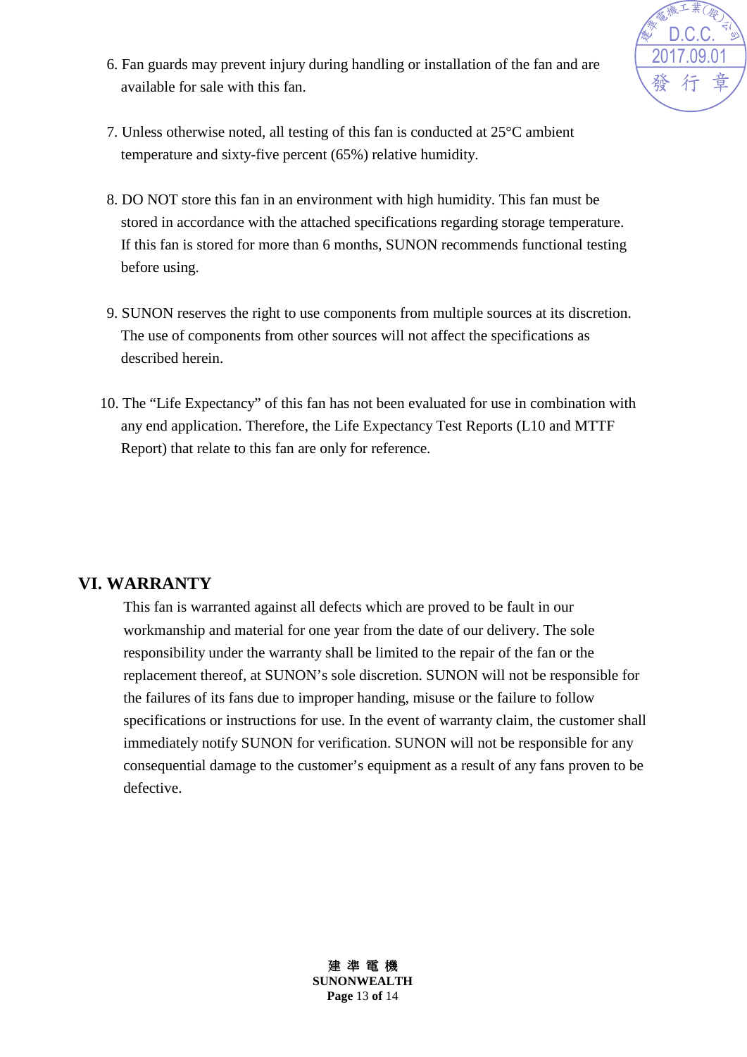6. Fan guards may prevent injury during handling or installation of the fan and are available for sale with this fan.

7. Unless otherwise noted, all testing of this fan is conducted at 25°C ambient temperature and sixty-five percent (65%) relative humidity.

8. DO NOT store this fan in an environment with high humidity. This fan must be stored in accordance with the attached specifications regarding storage temperature. If this fan is stored for more than 6 months, SUNON recommends functional testing before using.

9. SUNON reserves the right to use components from multiple sources at its discretion. The use of components from other sources will not affect the specifications as described herein.

10. The “Life Expectancy” of this fan has not been evaluated for use in combination with any end application. Therefore, the Life Expectancy Test Reports (L10 and MTTF Report) that relate to this fan are only for reference.

## VI. WARRANTY

This fan is warranted against all defects which are proved to be fault in our workmanship and material for one year from the date of our delivery. The sole responsibility under the warranty shall be limited to the repair of the fan or the replacement thereof, at SUNON’s sole discretion. SUNON will not be responsible for the failures of its fans due to improper handing, misuse or the failure to follow specifications or instructions for use. In the event of warranty claim, the customer shall immediately notify SUNON for verification. SUNON will not be responsible for any consequential damage to the customer’s equipment as a result of any fans proven to be defective.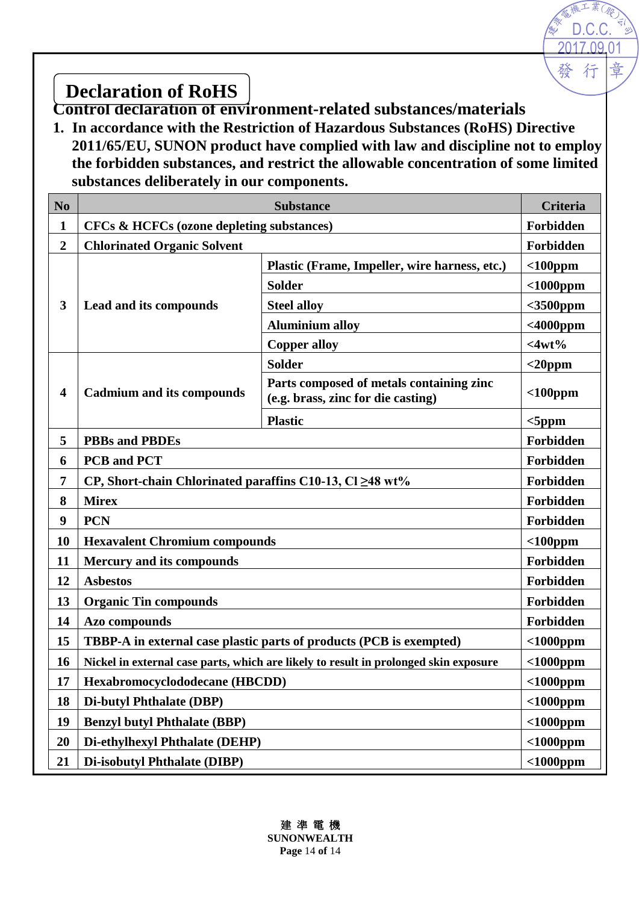# Declaration of RoHS

## Control declaration of environment-related substances/materials

1. In accordance with the Restriction of Hazardous Substances (RoHS) Directive 2011/65/EU, SUNON product have complied with law and discipline not to employ the forbidden substances, and restrict the allowable concentration of some limited substances deliberately in our components.

| No | Substance | | Criteria |
|---|---|---|---|
| 1 | CFCs & HCFCs (ozone depleting substances) | | Forbidden |
| 2 | Chlorinated Organic Solvent | | Forbidden |
| 3 | Lead and its compounds | Plastic (Frame, Impeller, wire harness, etc.) | <100ppm |
| | | Solder | <1000ppm |
| | | Steel alloy | <3500ppm |
| | | Aluminium alloy | <4000ppm |
| | | Copper alloy | <4wt% |
| 4 | Cadmium and its compounds | Solder | <20ppm |
| | | Parts composed of metals containing zinc (e.g. brass, zinc for die casting) | <100ppm |
| | | Plastic | <5ppm |
| 5 | PBBs and PBDEs | | Forbidden |
| 6 | PCB and PCT | | Forbidden |
| 7 | CP, Short-chain Chlorinated paraffins C10-13, Cl ≥48 wt% | | Forbidden |
| 8 | Mirex | | Forbidden |
| 9 | PCN | | Forbidden |
| 10 | Hexavalent Chromium compounds | | <100ppm |
| 11 | Mercury and its compounds | | Forbidden |
| 12 | Asbestos | | Forbidden |
| 13 | Organic Tin compounds | | Forbidden |
| 14 | Azo compounds | | Forbidden |
| 15 | TBBP-A in external case plastic parts of products (PCB is exempted) | | <1000ppm |
| 16 | Nickel in external case parts, which are likely to result in prolonged skin exposure | | <1000ppm |
| 17 | Hexabromocyclododecane (HBCDD) | | <1000ppm |
| 18 | Di-butyl Phthalate (DBP) | | <1000ppm |
| 19 | Benzyl butyl Phthalate (BBP) | | <1000ppm |
| 20 | Di-ethylhexyl Phthalate (DEHP) | | <1000ppm |
| 21 | Di-isobutyl Phthalate (DIBP) | | <1000ppm |